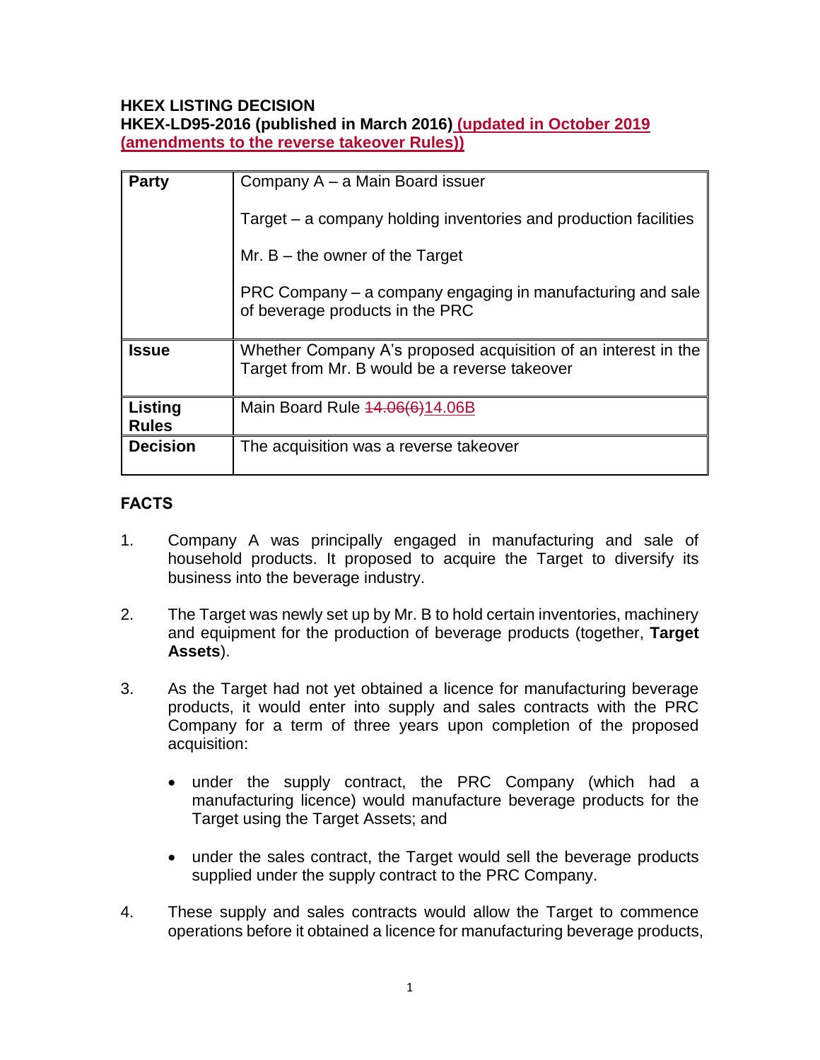**HKEX LISTING DECISION**
**HKEX-LD95-2016 (published in March 2016) (updated in October 2019 (amendments to the reverse takeover Rules))**

| | |
|---|---|
| **Party** | Company A – a Main Board issuer<br><br>Target – a company holding inventories and production facilities<br><br>Mr. B – the owner of the Target<br><br>PRC Company – a company engaging in manufacturing and sale of beverage products in the PRC |
| **Issue** | Whether Company A's proposed acquisition of an interest in the Target from Mr. B would be a reverse takeover |
| **Listing Rules** | Main Board Rule ~~14.06(6)~~14.06B |
| **Decision** | The acquisition was a reverse takeover |

**FACTS**

1. Company A was principally engaged in manufacturing and sale of household products. It proposed to acquire the Target to diversify its business into the beverage industry.

2. The Target was newly set up by Mr. B to hold certain inventories, machinery and equipment for the production of beverage products (together, **Target Assets**).

3. As the Target had not yet obtained a licence for manufacturing beverage products, it would enter into supply and sales contracts with the PRC Company for a term of three years upon completion of the proposed acquisition:

   - under the supply contract, the PRC Company (which had a manufacturing licence) would manufacture beverage products for the Target using the Target Assets; and

   - under the sales contract, the Target would sell the beverage products supplied under the supply contract to the PRC Company.

4. These supply and sales contracts would allow the Target to commence operations before it obtained a licence for manufacturing beverage products,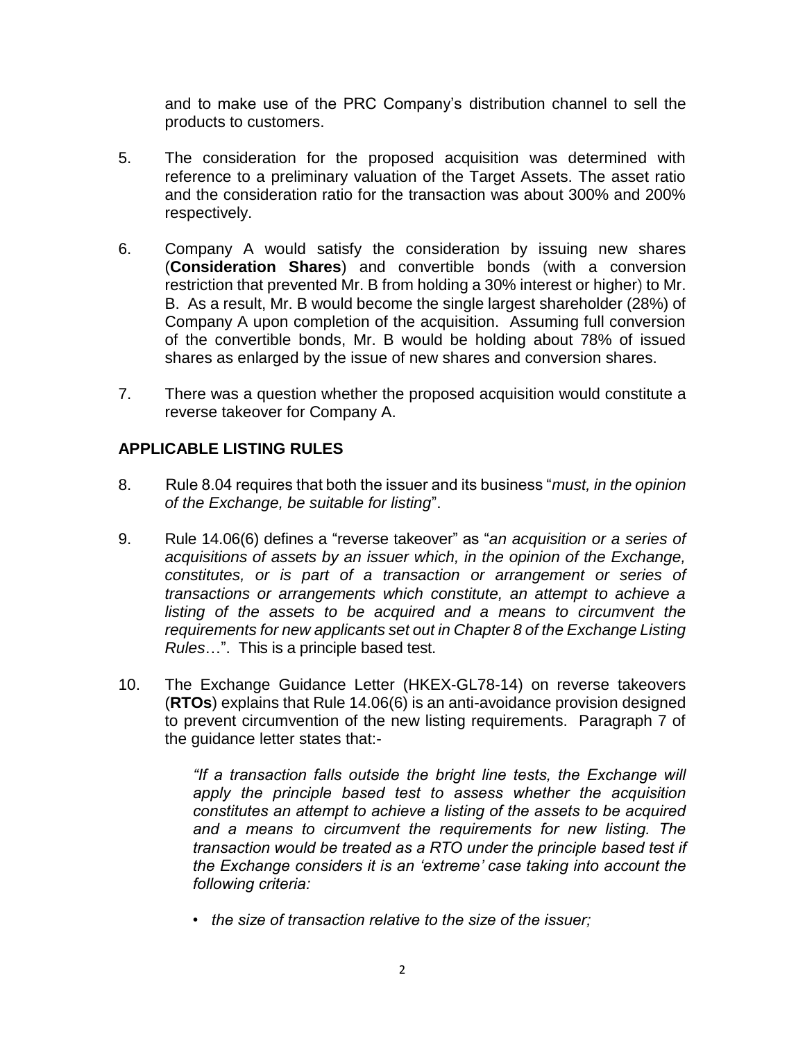and to make use of the PRC Company's distribution channel to sell the products to customers.

5. The consideration for the proposed acquisition was determined with reference to a preliminary valuation of the Target Assets. The asset ratio and the consideration ratio for the transaction was about 300% and 200% respectively.

6. Company A would satisfy the consideration by issuing new shares (**Consideration Shares**) and convertible bonds (with a conversion restriction that prevented Mr. B from holding a 30% interest or higher) to Mr. B. As a result, Mr. B would become the single largest shareholder (28%) of Company A upon completion of the acquisition. Assuming full conversion of the convertible bonds, Mr. B would be holding about 78% of issued shares as enlarged by the issue of new shares and conversion shares.

7. There was a question whether the proposed acquisition would constitute a reverse takeover for Company A.

## APPLICABLE LISTING RULES

8. Rule 8.04 requires that both the issuer and its business "*must, in the opinion of the Exchange, be suitable for listing*".

9. Rule 14.06(6) defines a "reverse takeover" as "*an acquisition or a series of acquisitions of assets by an issuer which, in the opinion of the Exchange, constitutes, or is part of a transaction or arrangement or series of transactions or arrangements which constitute, an attempt to achieve a listing of the assets to be acquired and a means to circumvent the requirements for new applicants set out in Chapter 8 of the Exchange Listing Rules*…". This is a principle based test.

10. The Exchange Guidance Letter (HKEX-GL78-14) on reverse takeovers (**RTOs**) explains that Rule 14.06(6) is an anti-avoidance provision designed to prevent circumvention of the new listing requirements. Paragraph 7 of the guidance letter states that:-

    *"If a transaction falls outside the bright line tests, the Exchange will apply the principle based test to assess whether the acquisition constitutes an attempt to achieve a listing of the assets to be acquired and a means to circumvent the requirements for new listing. The transaction would be treated as a RTO under the principle based test if the Exchange considers it is an 'extreme' case taking into account the following criteria:*

    - *the size of transaction relative to the size of the issuer;*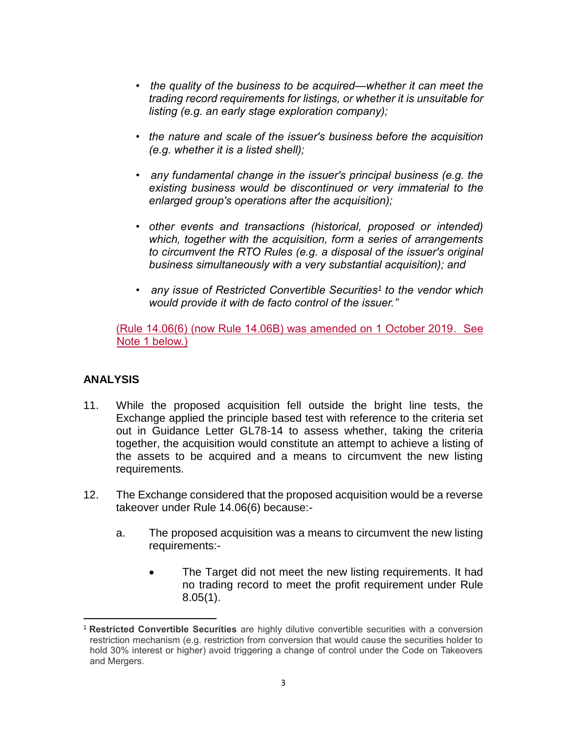- *the quality of the business to be acquired—whether it can meet the trading record requirements for listings, or whether it is unsuitable for listing (e.g. an early stage exploration company);*

- *the nature and scale of the issuer's business before the acquisition (e.g. whether it is a listed shell);*

- *any fundamental change in the issuer's principal business (e.g. the existing business would be discontinued or very immaterial to the enlarged group's operations after the acquisition);*

- *other events and transactions (historical, proposed or intended) which, together with the acquisition, form a series of arrangements to circumvent the RTO Rules (e.g. a disposal of the issuer's original business simultaneously with a very substantial acquisition); and*

- *any issue of Restricted Convertible Securities[1] to the vendor which would provide it with de facto control of the issuer."*

(Rule 14.06(6) (now Rule 14.06B) was amended on 1 October 2019. See Note 1 below.)

## ANALYSIS

11. While the proposed acquisition fell outside the bright line tests, the Exchange applied the principle based test with reference to the criteria set out in Guidance Letter GL78-14 to assess whether, taking the criteria together, the acquisition would constitute an attempt to achieve a listing of the assets to be acquired and a means to circumvent the new listing requirements.

12. The Exchange considered that the proposed acquisition would be a reverse takeover under Rule 14.06(6) because:-

    a. The proposed acquisition was a means to circumvent the new listing requirements:-

        - The Target did not meet the new listing requirements. It had no trading record to meet the profit requirement under Rule 8.05(1).

---

[1] **Restricted Convertible Securities** are highly dilutive convertible securities with a conversion restriction mechanism (e.g. restriction from conversion that would cause the securities holder to hold 30% interest or higher) avoid triggering a change of control under the Code on Takeovers and Mergers.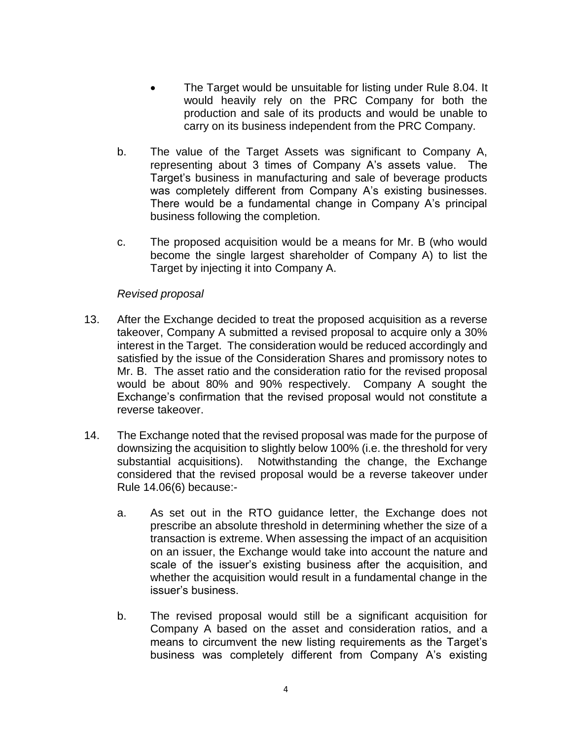- The Target would be unsuitable for listing under Rule 8.04. It would heavily rely on the PRC Company for both the production and sale of its products and would be unable to carry on its business independent from the PRC Company.

b. The value of the Target Assets was significant to Company A, representing about 3 times of Company A's assets value. The Target's business in manufacturing and sale of beverage products was completely different from Company A's existing businesses. There would be a fundamental change in Company A's principal business following the completion.

c. The proposed acquisition would be a means for Mr. B (who would become the single largest shareholder of Company A) to list the Target by injecting it into Company A.

*Revised proposal*

13. After the Exchange decided to treat the proposed acquisition as a reverse takeover, Company A submitted a revised proposal to acquire only a 30% interest in the Target. The consideration would be reduced accordingly and satisfied by the issue of the Consideration Shares and promissory notes to Mr. B. The asset ratio and the consideration ratio for the revised proposal would be about 80% and 90% respectively. Company A sought the Exchange's confirmation that the revised proposal would not constitute a reverse takeover.

14. The Exchange noted that the revised proposal was made for the purpose of downsizing the acquisition to slightly below 100% (i.e. the threshold for very substantial acquisitions). Notwithstanding the change, the Exchange considered that the revised proposal would be a reverse takeover under Rule 14.06(6) because:-

    a. As set out in the RTO guidance letter, the Exchange does not prescribe an absolute threshold in determining whether the size of a transaction is extreme. When assessing the impact of an acquisition on an issuer, the Exchange would take into account the nature and scale of the issuer's existing business after the acquisition, and whether the acquisition would result in a fundamental change in the issuer's business.

    b. The revised proposal would still be a significant acquisition for Company A based on the asset and consideration ratios, and a means to circumvent the new listing requirements as the Target's business was completely different from Company A's existing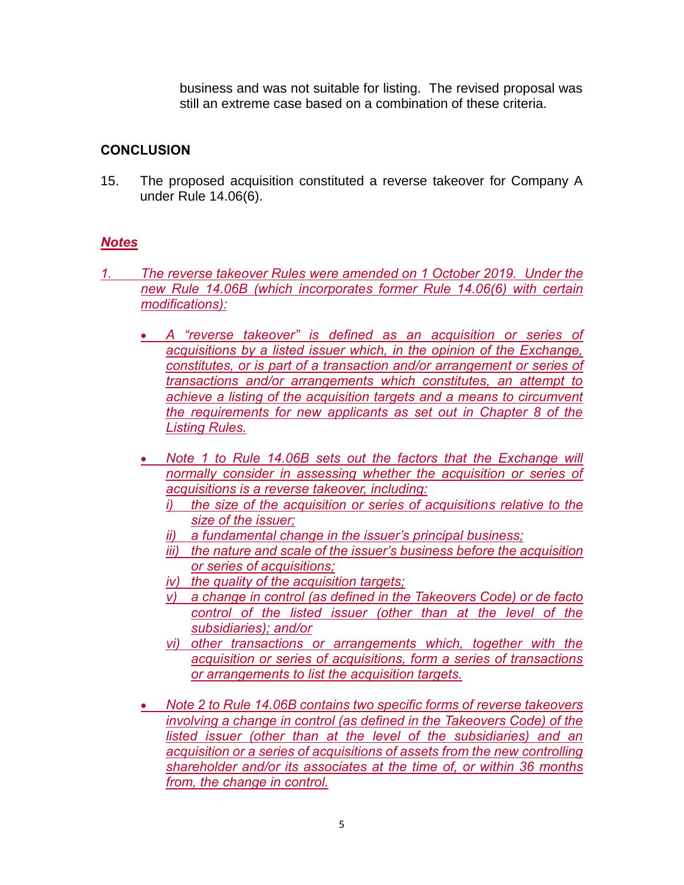business and was not suitable for listing. The revised proposal was still an extreme case based on a combination of these criteria.

## CONCLUSION

15. The proposed acquisition constituted a reverse takeover for Company A under Rule 14.06(6).

## *Notes*

*1. The reverse takeover Rules were amended on 1 October 2019. Under the new Rule 14.06B (which incorporates former Rule 14.06(6) with certain modifications):*

- *A "reverse takeover" is defined as an acquisition or series of acquisitions by a listed issuer which, in the opinion of the Exchange, constitutes, or is part of a transaction and/or arrangement or series of transactions and/or arrangements which constitutes, an attempt to achieve a listing of the acquisition targets and a means to circumvent the requirements for new applicants as set out in Chapter 8 of the Listing Rules.*

- *Note 1 to Rule 14.06B sets out the factors that the Exchange will normally consider in assessing whether the acquisition or series of acquisitions is a reverse takeover, including:*
  - *i) the size of the acquisition or series of acquisitions relative to the size of the issuer;*
  - *ii) a fundamental change in the issuer's principal business;*
  - *iii) the nature and scale of the issuer's business before the acquisition or series of acquisitions;*
  - *iv) the quality of the acquisition targets;*
  - *v) a change in control (as defined in the Takeovers Code) or de facto control of the listed issuer (other than at the level of the subsidiaries); and/or*
  - *vi) other transactions or arrangements which, together with the acquisition or series of acquisitions, form a series of transactions or arrangements to list the acquisition targets.*

- *Note 2 to Rule 14.06B contains two specific forms of reverse takeovers involving a change in control (as defined in the Takeovers Code) of the listed issuer (other than at the level of the subsidiaries) and an acquisition or a series of acquisitions of assets from the new controlling shareholder and/or its associates at the time of, or within 36 months from, the change in control.*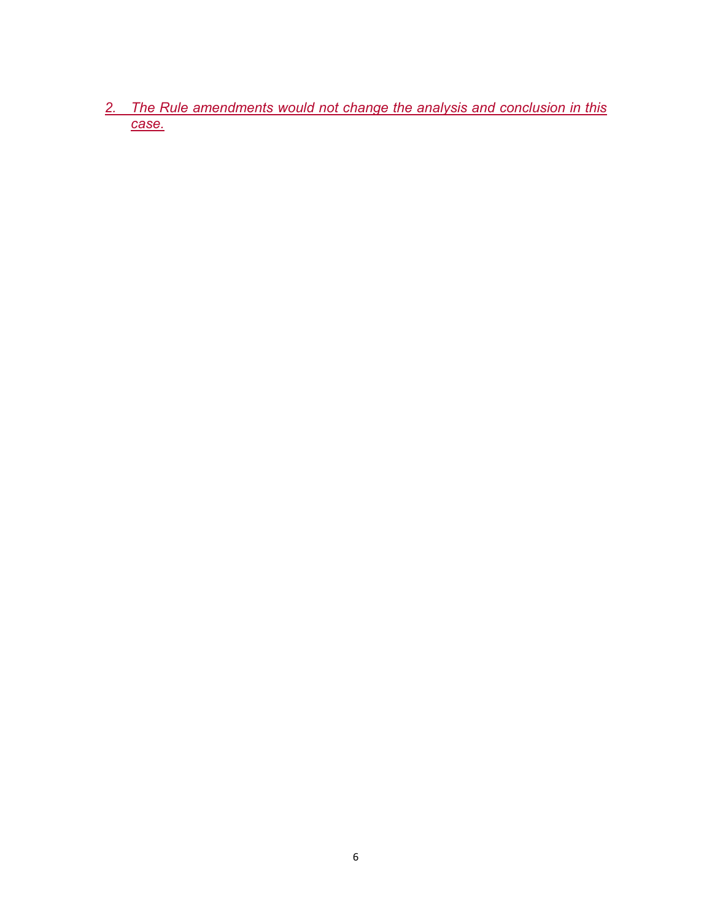*2. The Rule amendments would not change the analysis and conclusion in this case.*